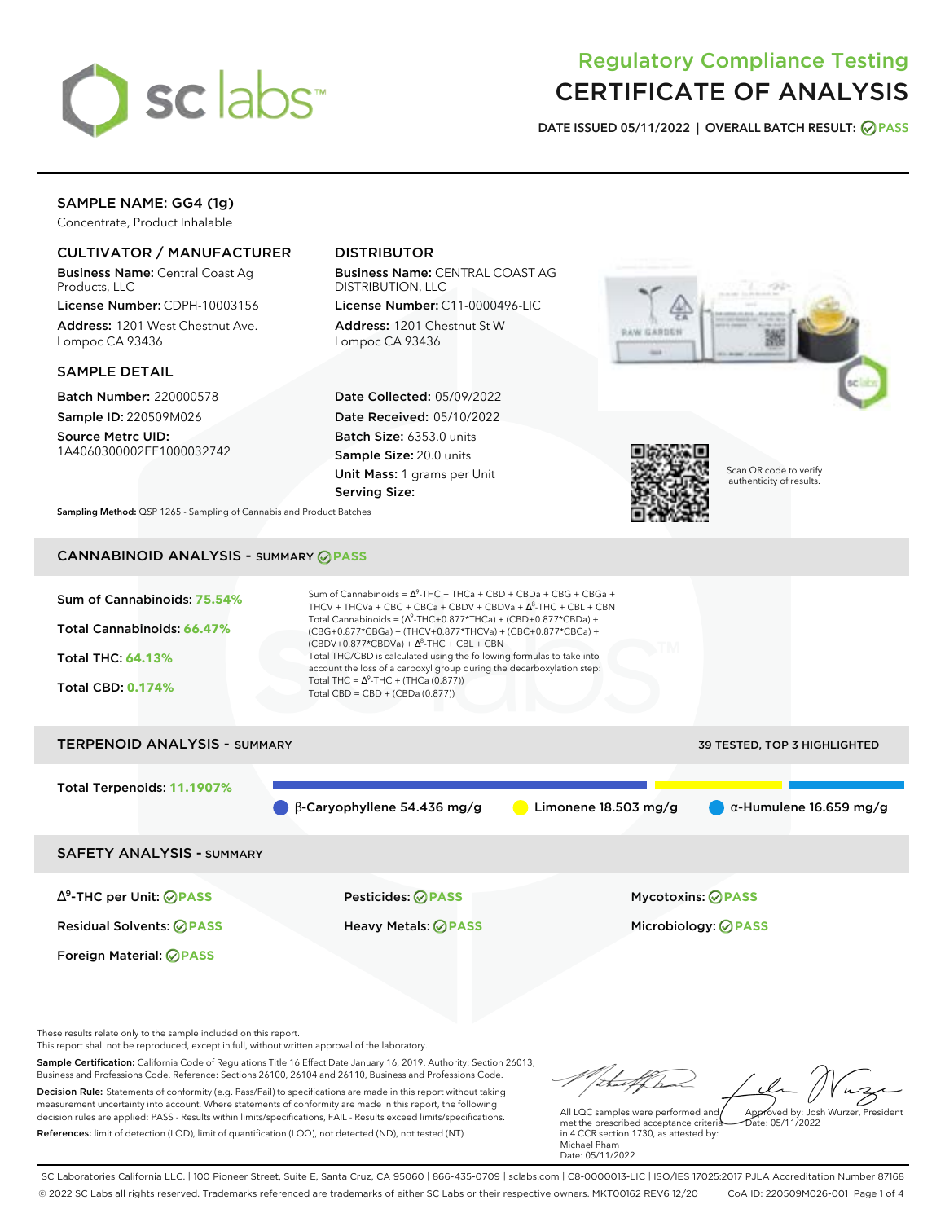# Regulatory Compliance Testing
# CERTIFICATE OF ANALYSIS

**DATE ISSUED 05/11/2022 | OVERALL BATCH RESULT: PASS**

## SAMPLE NAME: GG4 (1g)

Concentrate, Product Inhalable

### CULTIVATOR / MANUFACTURER

**Business Name:** Central Coast Ag Products, LLC

**License Number:** CDPH-10003156

**Address:** 1201 West Chestnut Ave. Lompoc CA 93436

### DISTRIBUTOR

**Business Name:** CENTRAL COAST AG DISTRIBUTION, LLC

**License Number:** C11-0000496-LIC

**Address:** 1201 Chestnut St W Lompoc CA 93436

### SAMPLE DETAIL

**Batch Number:** 220000578

**Sample ID:** 220509M026

**Source Metrc UID:** 1A4060300002EE1000032742

**Date Collected:** 05/09/2022

**Date Received:** 05/10/2022

**Batch Size:** 6353.0 units

**Sample Size:** 20.0 units

**Unit Mass:** 1 grams per Unit

**Serving Size:**

Scan QR code to verify authenticity of results.

**Sampling Method:** QSP 1265 - Sampling of Cannabis and Product Batches

## CANNABINOID ANALYSIS - SUMMARY PASS

**Sum of Cannabinoids: 75.54%**

**Total Cannabinoids: 66.47%**

**Total THC: 64.13%**

**Total CBD: 0.174%**

Sum of Cannabinoids = $\Delta^9$-THC + THCa + CBD + CBDa + CBG + CBGa + THCV + THCVa + CBC + CBCa + CBDV + CBDVa + $\Delta^8$-THC + CBL + CBN

Total Cannabinoids = ($\Delta^9$-THC+0.877*THCa) + (CBD+0.877*CBDa) + (CBG+0.877*CBGa) + (THCV+0.877*THCVa) + (CBC+0.877*CBCa) + (CBDV+0.877*CBDVa) + $\Delta^8$-THC + CBL + CBN

Total THC/CBD is calculated using the following formulas to take into account the loss of a carboxyl group during the decarboxylation step:

Total THC = $\Delta^9$-THC + (THCa (0.877))

Total CBD = CBD + (CBDa (0.877))

## TERPENOID ANALYSIS - SUMMARY

39 TESTED, TOP 3 HIGHLIGHTED

**Total Terpenoids: 11.1907%**

- β-Caryophyllene 54.436 mg/g
- Limonene 18.503 mg/g
- α-Humulene 16.659 mg/g

## SAFETY ANALYSIS - SUMMARY

| | | |
|---|---|---|
| $\Delta^9$-THC per Unit: PASS | Pesticides: PASS | Mycotoxins: PASS |
| Residual Solvents: PASS | Heavy Metals: PASS | Microbiology: PASS |
| Foreign Material: PASS | | |

These results relate only to the sample included on this report.
This report shall not be reproduced, except in full, without written approval of the laboratory.

**Sample Certification:** California Code of Regulations Title 16 Effect Date January 16, 2019. Authority: Section 26013, Business and Professions Code. Reference: Sections 26100, 26104 and 26110, Business and Professions Code.

**Decision Rule:** Statements of conformity (e.g. Pass/Fail) to specifications are made in this report without taking measurement uncertainty into account. Where statements of conformity are made in this report, the following decision rules are applied: PASS - Results within limits/specifications, FAIL - Results exceed limits/specifications.

**References:** limit of detection (LOD), limit of quantification (LOQ), not detected (ND), not tested (NT)

All LQC samples were performed and met the prescribed acceptance criteria in 4 CCR section 1730, as attested by: Michael Pham
Date: 05/11/2022

Approved by: Josh Wurzer, President
Date: 05/11/2022

SC Laboratories California LLC. | 100 Pioneer Street, Suite E, Santa Cruz, CA 95060 | 866-435-0709 | sclabs.com | C8-0000013-LIC | ISO/IES 17025:2017 PJLA Accreditation Number 87168
© 2022 SC Labs all rights reserved. Trademarks referenced are trademarks of either SC Labs or their respective owners. MKT00162 REV6 12/20 CoA ID: 220509M026-001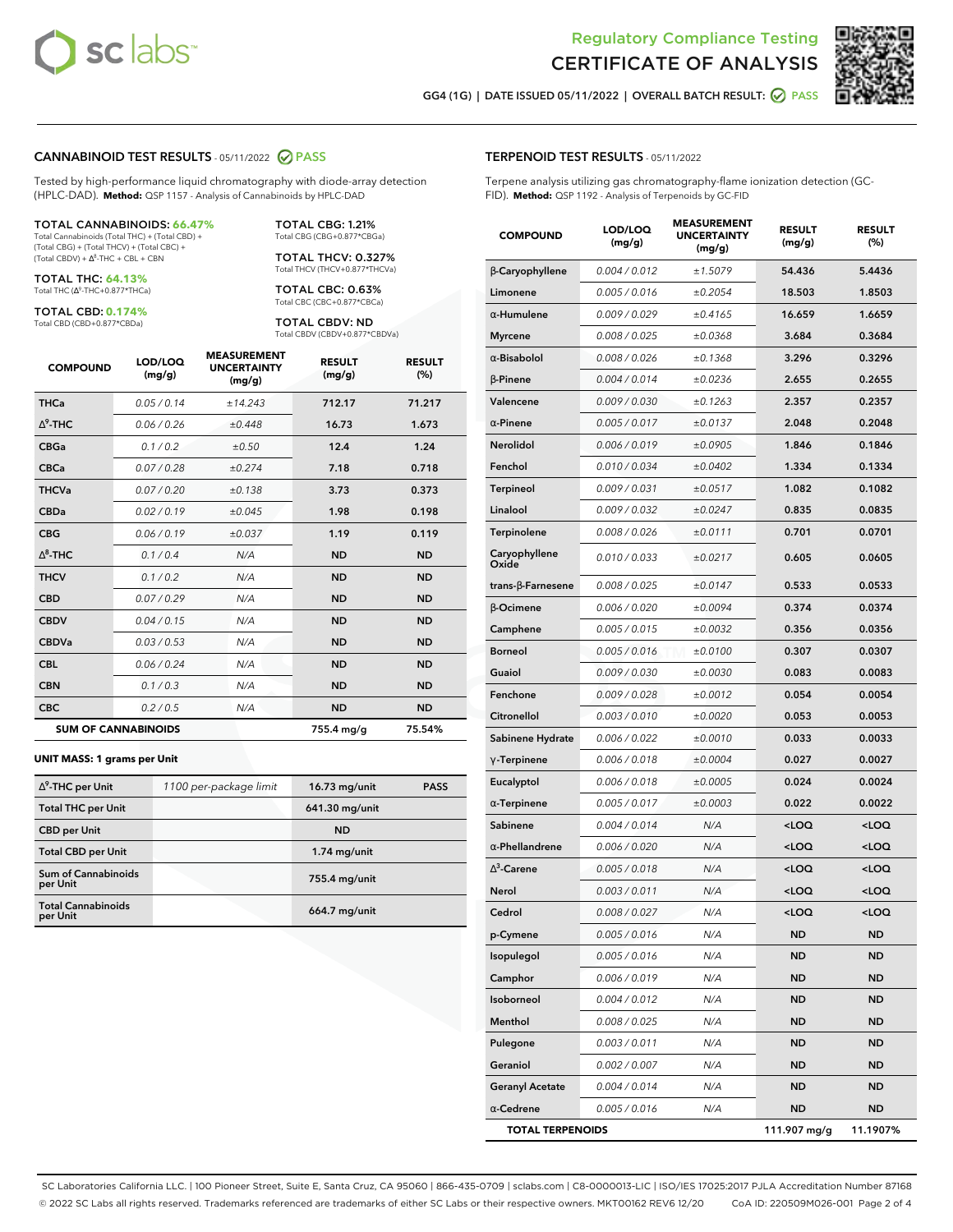Regulatory Compliance Testing

# CERTIFICATE OF ANALYSIS

GG4 (1G) | DATE ISSUED 05/11/2022 | OVERALL BATCH RESULT: PASS

## CANNABINOID TEST RESULTS - 05/11/2022 PASS

Tested by high-performance liquid chromatography with diode-array detection (HPLC-DAD). **Method:** QSP 1157 - Analysis of Cannabinoids by HPLC-DAD

**TOTAL CANNABINOIDS: 66.47%**
Total Cannabinoids (Total THC) + (Total CBD) + (Total CBG) + (Total THCV) + (Total CBC) + (Total CBDV) + $\Delta^8$-THC + CBL + CBN

**TOTAL THC: 64.13%**
Total THC ($\Delta^9$-THC+0.877*THCa)

**TOTAL CBD: 0.174%**
Total CBD (CBD+0.877*CBDa)

**TOTAL CBG: 1.21%**
Total CBG (CBG+0.877*CBGa)

**TOTAL THCV: 0.327%**
Total THCV (THCV+0.877*THCVa)

**TOTAL CBC: 0.63%**
Total CBC (CBC+0.877*CBCa)

**TOTAL CBDV: ND**
Total CBDV (CBDV+0.877*CBDVa)

| COMPOUND | LOD/LOQ (mg/g) | MEASUREMENT UNCERTAINTY (mg/g) | RESULT (mg/g) | RESULT (%) |
|---|---|---|---|---|
| THCa | 0.05 / 0.14 | ±14.243 | 712.17 | 71.217 |
| $\Delta^9$-THC | 0.06 / 0.26 | ±0.448 | 16.73 | 1.673 |
| CBGa | 0.1 / 0.2 | ±0.50 | 12.4 | 1.24 |
| CBCa | 0.07 / 0.28 | ±0.274 | 7.18 | 0.718 |
| THCVa | 0.07 / 0.20 | ±0.138 | 3.73 | 0.373 |
| CBDa | 0.02 / 0.19 | ±0.045 | 1.98 | 0.198 |
| CBG | 0.06 / 0.19 | ±0.037 | 1.19 | 0.119 |
| $\Delta^8$-THC | 0.1 / 0.4 | N/A | ND | ND |
| THCV | 0.1 / 0.2 | N/A | ND | ND |
| CBD | 0.07 / 0.29 | N/A | ND | ND |
| CBDV | 0.04 / 0.15 | N/A | ND | ND |
| CBDVa | 0.03 / 0.53 | N/A | ND | ND |
| CBL | 0.06 / 0.24 | N/A | ND | ND |
| CBN | 0.1 / 0.3 | N/A | ND | ND |
| CBC | 0.2 / 0.5 | N/A | ND | ND |
| **SUM OF CANNABINOIDS** | | | 755.4 mg/g | 75.54% |

**UNIT MASS: 1 grams per Unit**

| | | | |
|---|---|---|---|
| $\Delta^9$-THC per Unit | 1100 per-package limit | 16.73 mg/unit | PASS |
| Total THC per Unit | | 641.30 mg/unit | |
| CBD per Unit | | ND | |
| Total CBD per Unit | | 1.74 mg/unit | |
| Sum of Cannabinoids per Unit | | 755.4 mg/unit | |
| Total Cannabinoids per Unit | | 664.7 mg/unit | |

## TERPENOID TEST RESULTS - 05/11/2022

Terpene analysis utilizing gas chromatography-flame ionization detection (GC-FID). **Method:** QSP 1192 - Analysis of Terpenoids by GC-FID

| COMPOUND | LOD/LOQ (mg/g) | MEASUREMENT UNCERTAINTY (mg/g) | RESULT (mg/g) | RESULT (%) |
|---|---|---|---|---|
| β-Caryophyllene | 0.004 / 0.012 | ±1.5079 | 54.436 | 5.4436 |
| Limonene | 0.005 / 0.016 | ±0.2054 | 18.503 | 1.8503 |
| α-Humulene | 0.009 / 0.029 | ±0.4165 | 16.659 | 1.6659 |
| Myrcene | 0.008 / 0.025 | ±0.0368 | 3.684 | 0.3684 |
| α-Bisabolol | 0.008 / 0.026 | ±0.1368 | 3.296 | 0.3296 |
| β-Pinene | 0.004 / 0.014 | ±0.0236 | 2.655 | 0.2655 |
| Valencene | 0.009 / 0.030 | ±0.1263 | 2.357 | 0.2357 |
| α-Pinene | 0.005 / 0.017 | ±0.0137 | 2.048 | 0.2048 |
| Nerolidol | 0.006 / 0.019 | ±0.0905 | 1.846 | 0.1846 |
| Fenchol | 0.010 / 0.034 | ±0.0402 | 1.334 | 0.1334 |
| Terpineol | 0.009 / 0.031 | ±0.0517 | 1.082 | 0.1082 |
| Linalool | 0.009 / 0.032 | ±0.0247 | 0.835 | 0.0835 |
| Terpinolene | 0.008 / 0.026 | ±0.0111 | 0.701 | 0.0701 |
| Caryophyllene Oxide | 0.010 / 0.033 | ±0.0217 | 0.605 | 0.0605 |
| trans-β-Farnesene | 0.008 / 0.025 | ±0.0147 | 0.533 | 0.0533 |
| β-Ocimene | 0.006 / 0.020 | ±0.0094 | 0.374 | 0.0374 |
| Camphene | 0.005 / 0.015 | ±0.0032 | 0.356 | 0.0356 |
| Borneol | 0.005 / 0.016 | ±0.0100 | 0.307 | 0.0307 |
| Guaiol | 0.009 / 0.030 | ±0.0030 | 0.083 | 0.0083 |
| Fenchone | 0.009 / 0.028 | ±0.0012 | 0.054 | 0.0054 |
| Citronellol | 0.003 / 0.010 | ±0.0020 | 0.053 | 0.0053 |
| Sabinene Hydrate | 0.006 / 0.022 | ±0.0010 | 0.033 | 0.0033 |
| γ-Terpinene | 0.006 / 0.018 | ±0.0004 | 0.027 | 0.0027 |
| Eucalyptol | 0.006 / 0.018 | ±0.0005 | 0.024 | 0.0024 |
| α-Terpinene | 0.005 / 0.017 | ±0.0003 | 0.022 | 0.0022 |
| Sabinene | 0.004 / 0.014 | N/A | <LOQ | <LOQ |
| α-Phellandrene | 0.006 / 0.020 | N/A | <LOQ | <LOQ |
| $\Delta^3$-Carene | 0.005 / 0.018 | N/A | <LOQ | <LOQ |
| Nerol | 0.003 / 0.011 | N/A | <LOQ | <LOQ |
| Cedrol | 0.008 / 0.027 | N/A | <LOQ | <LOQ |
| p-Cymene | 0.005 / 0.016 | N/A | ND | ND |
| Isopulegol | 0.005 / 0.016 | N/A | ND | ND |
| Camphor | 0.006 / 0.019 | N/A | ND | ND |
| Isoborneol | 0.004 / 0.012 | N/A | ND | ND |
| Menthol | 0.008 / 0.025 | N/A | ND | ND |
| Pulegone | 0.003 / 0.011 | N/A | ND | ND |
| Geraniol | 0.002 / 0.007 | N/A | ND | ND |
| Geranyl Acetate | 0.004 / 0.014 | N/A | ND | ND |
| α-Cedrene | 0.005 / 0.016 | N/A | ND | ND |
| **TOTAL TERPENOIDS** | | | 111.907 mg/g | 11.1907% |

SC Laboratories California LLC. | 100 Pioneer Street, Suite E, Santa Cruz, CA 95060 | 866-435-0709 | sclabs.com | C8-0000013-LIC | ISO/IES 17025:2017 PJLA Accreditation Number 87168
© 2022 SC Labs all rights reserved. Trademarks referenced are trademarks of either SC Labs or their respective owners. MKT00162 REV6 12/20 CoA ID: 220509M026-001